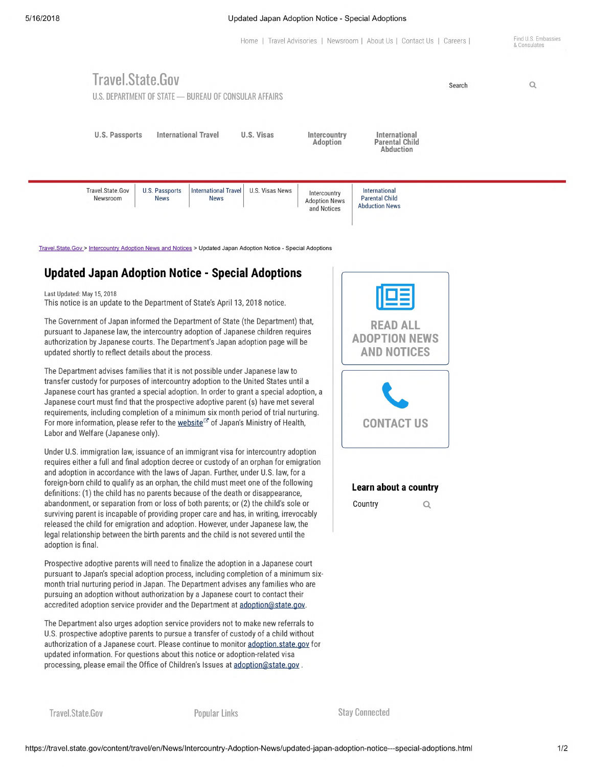Home | Travel Advisories | Newsroom | About Us | Contact Us | Careers | Find U.S. Embassies & Consulates

Travel.State.Gov

U.S. DEPARTMENT OF STATE — BUREAU OF CONSULAR AFFAIRS

Search

U.S. Passports | International Travel | U.S. Visas | Intercountry Adoption | International Parental Child Abduction

Travel.State.Gov Newsroom | U.S. Passports News | International Travel News | U.S. Visas News | Intercountry Adoption News and Notices | International Parental Child Abduction News

Travel.State.Gov > Intercountry Adoption News and Notices > Updated Japan Adoption Notice - Special Adoptions

# Updated Japan Adoption Notice - Special Adoptions

Last Updated: May 15, 2018

This notice is an update to the Department of State's April 13, 2018 notice.

The Government of Japan informed the Department of State (the Department) that, pursuant to Japanese law, the intercountry adoption of Japanese children requires authorization by Japanese courts. The Department's Japan adoption page will be updated shortly to reflect details about the process.

The Department advises families that it is not possible under Japanese law to transfer custody for purposes of intercountry adoption to the United States until a Japanese court has granted a special adoption. In order to grant a special adoption, a Japanese court must find that the prospective adoptive parent (s) have met several requirements, including completion of a minimum six month period of trial nurturing. For more information, please refer to the website of Japan's Ministry of Health, Labor and Welfare (Japanese only).

Under U.S. immigration law, issuance of an immigrant visa for intercountry adoption requires either a full and final adoption decree or custody of an orphan for emigration and adoption in accordance with the laws of Japan. Further, under U.S. law, for a foreign-born child to qualify as an orphan, the child must meet one of the following definitions: (1) the child has no parents because of the death or disappearance, abandonment, or separation from or loss of both parents; or (2) the child's sole or surviving parent is incapable of providing proper care and has, in writing, irrevocably released the child for emigration and adoption. However, under Japanese law, the legal relationship between the birth parents and the child is not severed until the adoption is final.

Prospective adoptive parents will need to finalize the adoption in a Japanese court pursuant to Japan's special adoption process, including completion of a minimum six-month trial nurturing period in Japan. The Department advises any families who are pursuing an adoption without authorization by a Japanese court to contact their accredited adoption service provider and the Department at adoption@state.gov.

The Department also urges adoption service providers not to make new referrals to U.S. prospective adoptive parents to pursue a transfer of custody of a child without authorization of a Japanese court. Please continue to monitor adoption.state.gov for updated information. For questions about this notice or adoption-related visa processing, please email the Office of Children's Issues at adoption@state.gov .

READ ALL ADOPTION NEWS AND NOTICES

CONTACT US

## Learn about a country

Country

Travel.State.Gov | Popular Links | Stay Connected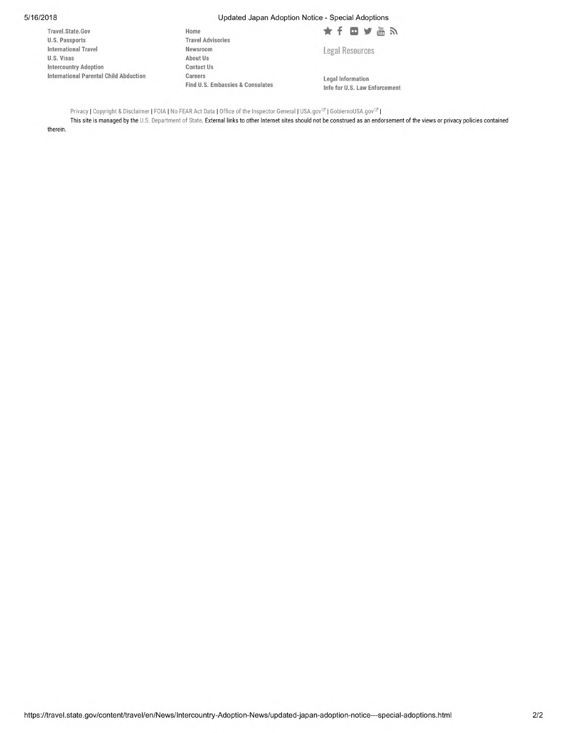Travel.State.Gov
U.S. Passports
International Travel
U.S. Visas
Intercountry Adoption
International Parental Child Abduction

Home
Travel Advisories
Newsroom
About Us
Contact Us
Careers
Find U.S. Embassies & Consulates

Legal Resources

Legal Information
Info for U.S. Law Enforcement

Privacy | Copyright & Disclaimer | FOIA | No FEAR Act Data | Office of the Inspector General | USA.gov | GobiernoUSA.gov |

This site is managed by the U.S. Department of State. External links to other Internet sites should not be construed as an endorsement of the views or privacy policies contained therein.